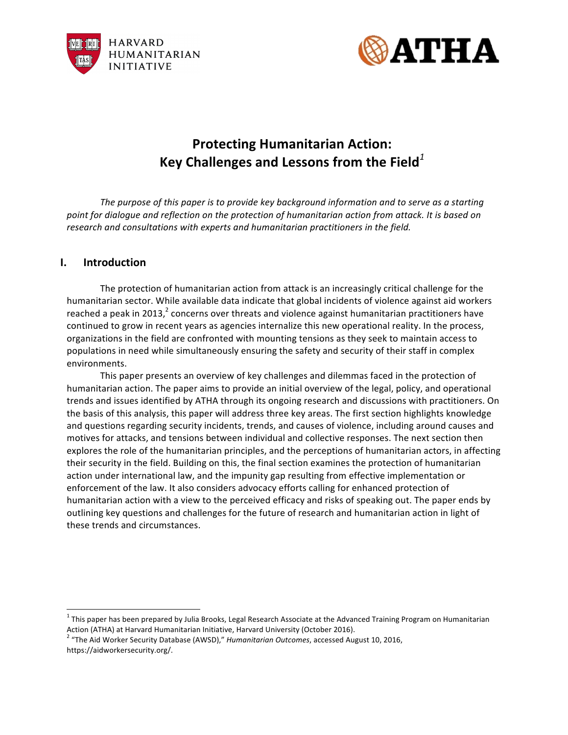# Protecting Humanitarian Action: Key Challenges and Lessons from the Field[1]

*The purpose of this paper is to provide key background information and to serve as a starting point for dialogue and reflection on the protection of humanitarian action from attack. It is based on research and consultations with experts and humanitarian practitioners in the field.*

## I. Introduction

The protection of humanitarian action from attack is an increasingly critical challenge for the humanitarian sector. While available data indicate that global incidents of violence against aid workers reached a peak in 2013,[2] concerns over threats and violence against humanitarian practitioners have continued to grow in recent years as agencies internalize this new operational reality. In the process, organizations in the field are confronted with mounting tensions as they seek to maintain access to populations in need while simultaneously ensuring the safety and security of their staff in complex environments.

This paper presents an overview of key challenges and dilemmas faced in the protection of humanitarian action. The paper aims to provide an initial overview of the legal, policy, and operational trends and issues identified by ATHA through its ongoing research and discussions with practitioners. On the basis of this analysis, this paper will address three key areas. The first section highlights knowledge and questions regarding security incidents, trends, and causes of violence, including around causes and motives for attacks, and tensions between individual and collective responses. The next section then explores the role of the humanitarian principles, and the perceptions of humanitarian actors, in affecting their security in the field. Building on this, the final section examines the protection of humanitarian action under international law, and the impunity gap resulting from effective implementation or enforcement of the law. It also considers advocacy efforts calling for enhanced protection of humanitarian action with a view to the perceived efficacy and risks of speaking out. The paper ends by outlining key questions and challenges for the future of research and humanitarian action in light of these trends and circumstances.

---

[1] This paper has been prepared by Julia Brooks, Legal Research Associate at the Advanced Training Program on Humanitarian Action (ATHA) at Harvard Humanitarian Initiative, Harvard University (October 2016).

[2] "The Aid Worker Security Database (AWSD)," *Humanitarian Outcomes*, accessed August 10, 2016, https://aidworkersecurity.org/.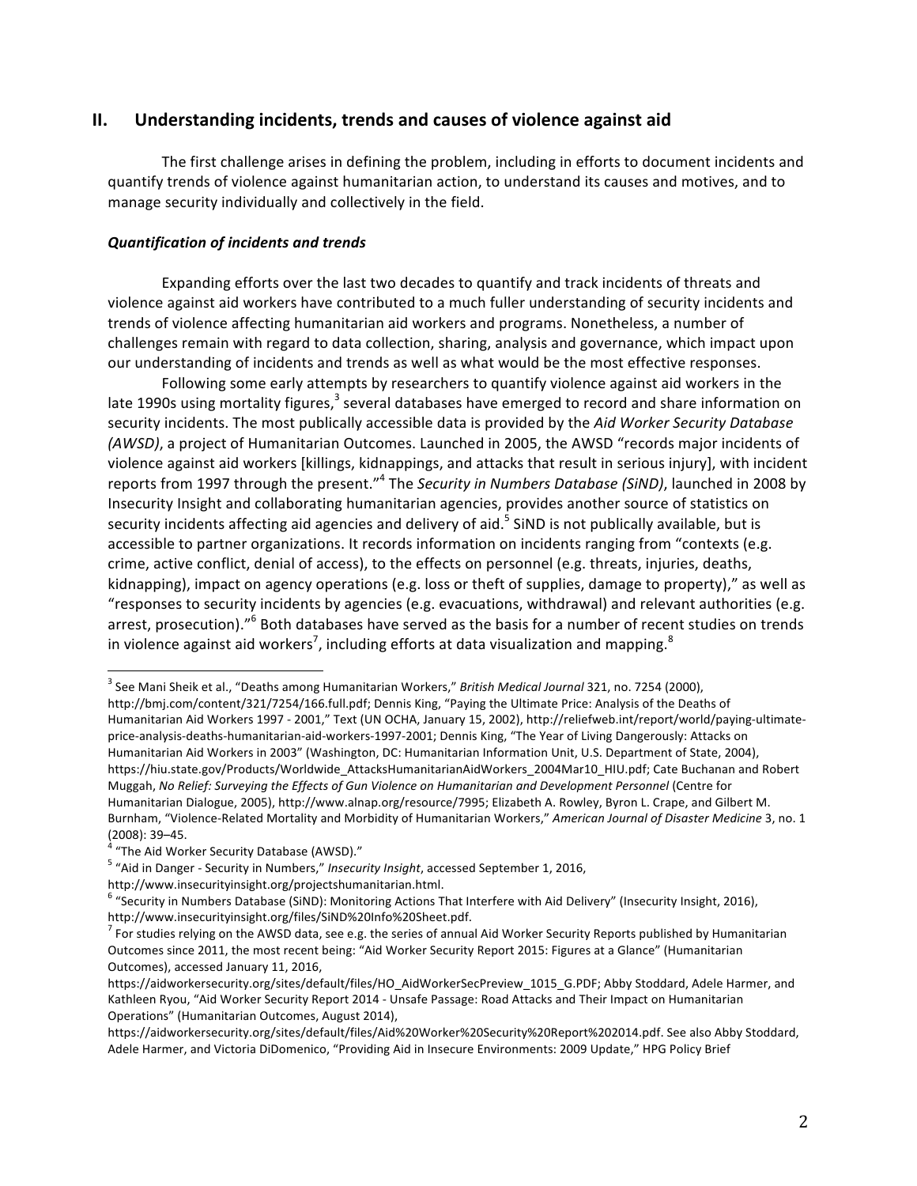## II. Understanding incidents, trends and causes of violence against aid

The first challenge arises in defining the problem, including in efforts to document incidents and quantify trends of violence against humanitarian action, to understand its causes and motives, and to manage security individually and collectively in the field.

### *Quantification of incidents and trends*

Expanding efforts over the last two decades to quantify and track incidents of threats and violence against aid workers have contributed to a much fuller understanding of security incidents and trends of violence affecting humanitarian aid workers and programs. Nonetheless, a number of challenges remain with regard to data collection, sharing, analysis and governance, which impact upon our understanding of incidents and trends as well as what would be the most effective responses.

Following some early attempts by researchers to quantify violence against aid workers in the late 1990s using mortality figures,[3] several databases have emerged to record and share information on security incidents. The most publically accessible data is provided by the *Aid Worker Security Database (AWSD)*, a project of Humanitarian Outcomes. Launched in 2005, the AWSD "records major incidents of violence against aid workers [killings, kidnappings, and attacks that result in serious injury], with incident reports from 1997 through the present."[4] The *Security in Numbers Database (SiND)*, launched in 2008 by Insecurity Insight and collaborating humanitarian agencies, provides another source of statistics on security incidents affecting aid agencies and delivery of aid.[5] SiND is not publically available, but is accessible to partner organizations. It records information on incidents ranging from "contexts (e.g. crime, active conflict, denial of access), to the effects on personnel (e.g. threats, injuries, deaths, kidnapping), impact on agency operations (e.g. loss or theft of supplies, damage to property)," as well as "responses to security incidents by agencies (e.g. evacuations, withdrawal) and relevant authorities (e.g. arrest, prosecution)."[6] Both databases have served as the basis for a number of recent studies on trends in violence against aid workers[7], including efforts at data visualization and mapping.[8]

---

[3] See Mani Sheik et al., "Deaths among Humanitarian Workers," *British Medical Journal* 321, no. 7254 (2000), http://bmj.com/content/321/7254/166.full.pdf; Dennis King, "Paying the Ultimate Price: Analysis of the Deaths of Humanitarian Aid Workers 1997 - 2001," Text (UN OCHA, January 15, 2002), http://reliefweb.int/report/world/paying-ultimate-price-analysis-deaths-humanitarian-aid-workers-1997-2001; Dennis King, "The Year of Living Dangerously: Attacks on Humanitarian Aid Workers in 2003" (Washington, DC: Humanitarian Information Unit, U.S. Department of State, 2004), https://hiu.state.gov/Products/Worldwide_AttacksHumanitarianAidWorkers_2004Mar10_HIU.pdf; Cate Buchanan and Robert Muggah, *No Relief: Surveying the Effects of Gun Violence on Humanitarian and Development Personnel* (Centre for Humanitarian Dialogue, 2005), http://www.alnap.org/resource/7995; Elizabeth A. Rowley, Byron L. Crape, and Gilbert M. Burnham, "Violence-Related Mortality and Morbidity of Humanitarian Workers," *American Journal of Disaster Medicine* 3, no. 1 (2008): 39–45.

[4] "The Aid Worker Security Database (AWSD)."

[5] "Aid in Danger - Security in Numbers," *Insecurity Insight*, accessed September 1, 2016, http://www.insecurityinsight.org/projectshumanitarian.html.

[6] "Security in Numbers Database (SiND): Monitoring Actions That Interfere with Aid Delivery" (Insecurity Insight, 2016), http://www.insecurityinsight.org/files/SiND%20Info%20Sheet.pdf.

[7] For studies relying on the AWSD data, see e.g. the series of annual Aid Worker Security Reports published by Humanitarian Outcomes since 2011, the most recent being: "Aid Worker Security Report 2015: Figures at a Glance" (Humanitarian Outcomes), accessed January 11, 2016, https://aidworkersecurity.org/sites/default/files/HO_AidWorkerSecPreview_1015_G.PDF; Abby Stoddard, Adele Harmer, and Kathleen Ryou, "Aid Worker Security Report 2014 - Unsafe Passage: Road Attacks and Their Impact on Humanitarian Operations" (Humanitarian Outcomes, August 2014), https://aidworkersecurity.org/sites/default/files/Aid%20Worker%20Security%20Report%202014.pdf. See also Abby Stoddard, Adele Harmer, and Victoria DiDomenico, "Providing Aid in Insecure Environments: 2009 Update," HPG Policy Brief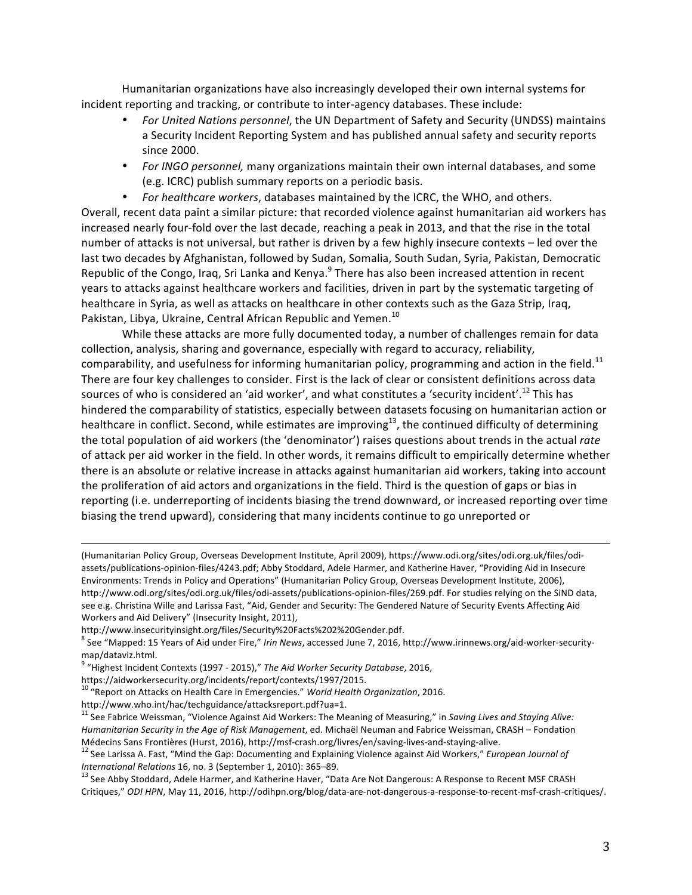Humanitarian organizations have also increasingly developed their own internal systems for incident reporting and tracking, or contribute to inter-agency databases. These include:

- *For United Nations personnel*, the UN Department of Safety and Security (UNDSS) maintains a Security Incident Reporting System and has published annual safety and security reports since 2000.
- *For INGO personnel,* many organizations maintain their own internal databases, and some (e.g. ICRC) publish summary reports on a periodic basis.
- *For healthcare workers*, databases maintained by the ICRC, the WHO, and others.

Overall, recent data paint a similar picture: that recorded violence against humanitarian aid workers has increased nearly four-fold over the last decade, reaching a peak in 2013, and that the rise in the total number of attacks is not universal, but rather is driven by a few highly insecure contexts – led over the last two decades by Afghanistan, followed by Sudan, Somalia, South Sudan, Syria, Pakistan, Democratic Republic of the Congo, Iraq, Sri Lanka and Kenya.[9] There has also been increased attention in recent years to attacks against healthcare workers and facilities, driven in part by the systematic targeting of healthcare in Syria, as well as attacks on healthcare in other contexts such as the Gaza Strip, Iraq, Pakistan, Libya, Ukraine, Central African Republic and Yemen.[10]

While these attacks are more fully documented today, a number of challenges remain for data collection, analysis, sharing and governance, especially with regard to accuracy, reliability, comparability, and usefulness for informing humanitarian policy, programming and action in the field.[11] There are four key challenges to consider. First is the lack of clear or consistent definitions across data sources of who is considered an 'aid worker', and what constitutes a 'security incident'.[12] This has hindered the comparability of statistics, especially between datasets focusing on humanitarian action or healthcare in conflict. Second, while estimates are improving[13], the continued difficulty of determining the total population of aid workers (the 'denominator') raises questions about trends in the actual *rate* of attack per aid worker in the field. In other words, it remains difficult to empirically determine whether there is an absolute or relative increase in attacks against humanitarian aid workers, taking into account the proliferation of aid actors and organizations in the field. Third is the question of gaps or bias in reporting (i.e. underreporting of incidents biasing the trend downward, or increased reporting over time biasing the trend upward), considering that many incidents continue to go unreported or

---

(Humanitarian Policy Group, Overseas Development Institute, April 2009), https://www.odi.org/sites/odi.org.uk/files/odi-assets/publications-opinion-files/4243.pdf; Abby Stoddard, Adele Harmer, and Katherine Haver, "Providing Aid in Insecure Environments: Trends in Policy and Operations" (Humanitarian Policy Group, Overseas Development Institute, 2006), http://www.odi.org/sites/odi.org.uk/files/odi-assets/publications-opinion-files/269.pdf. For studies relying on the SiND data, see e.g. Christina Wille and Larissa Fast, "Aid, Gender and Security: The Gendered Nature of Security Events Affecting Aid Workers and Aid Delivery" (Insecurity Insight, 2011), http://www.insecurityinsight.org/files/Security%20Facts%202%20Gender.pdf.

[8] See "Mapped: 15 Years of Aid under Fire," *Irin News*, accessed June 7, 2016, http://www.irinnews.org/aid-worker-security-map/dataviz.html.

[9] "Highest Incident Contexts (1997 - 2015)," *The Aid Worker Security Database*, 2016, https://aidworkersecurity.org/incidents/report/contexts/1997/2015.

[10] "Report on Attacks on Health Care in Emergencies." *World Health Organization*, 2016. http://www.who.int/hac/techguidance/attacksreport.pdf?ua=1.

[11] See Fabrice Weissman, "Violence Against Aid Workers: The Meaning of Measuring," in *Saving Lives and Staying Alive: Humanitarian Security in the Age of Risk Management*, ed. Michaël Neuman and Fabrice Weissman, CRASH – Fondation Médecins Sans Frontières (Hurst, 2016), http://msf-crash.org/livres/en/saving-lives-and-staying-alive.

[12] See Larissa A. Fast, "Mind the Gap: Documenting and Explaining Violence against Aid Workers," *European Journal of International Relations* 16, no. 3 (September 1, 2010): 365–89.

[13] See Abby Stoddard, Adele Harmer, and Katherine Haver, "Data Are Not Dangerous: A Response to Recent MSF CRASH Critiques," *ODI HPN*, May 11, 2016, http://odihpn.org/blog/data-are-not-dangerous-a-response-to-recent-msf-crash-critiques/.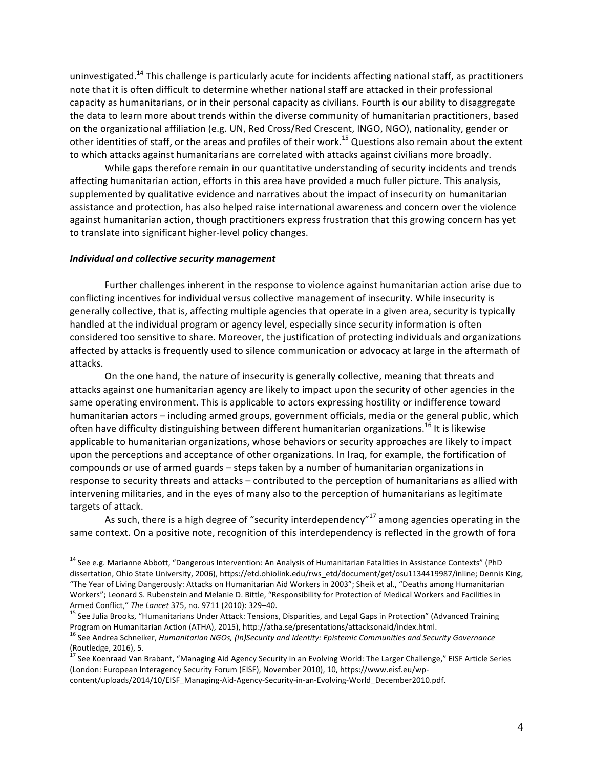uninvestigated.[14] This challenge is particularly acute for incidents affecting national staff, as practitioners note that it is often difficult to determine whether national staff are attacked in their professional capacity as humanitarians, or in their personal capacity as civilians. Fourth is our ability to disaggregate the data to learn more about trends within the diverse community of humanitarian practitioners, based on the organizational affiliation (e.g. UN, Red Cross/Red Crescent, INGO, NGO), nationality, gender or other identities of staff, or the areas and profiles of their work.[15] Questions also remain about the extent to which attacks against humanitarians are correlated with attacks against civilians more broadly.

While gaps therefore remain in our quantitative understanding of security incidents and trends affecting humanitarian action, efforts in this area have provided a much fuller picture. This analysis, supplemented by qualitative evidence and narratives about the impact of insecurity on humanitarian assistance and protection, has also helped raise international awareness and concern over the violence against humanitarian action, though practitioners express frustration that this growing concern has yet to translate into significant higher-level policy changes.

### *Individual and collective security management*

Further challenges inherent in the response to violence against humanitarian action arise due to conflicting incentives for individual versus collective management of insecurity. While insecurity is generally collective, that is, affecting multiple agencies that operate in a given area, security is typically handled at the individual program or agency level, especially since security information is often considered too sensitive to share. Moreover, the justification of protecting individuals and organizations affected by attacks is frequently used to silence communication or advocacy at large in the aftermath of attacks.

On the one hand, the nature of insecurity is generally collective, meaning that threats and attacks against one humanitarian agency are likely to impact upon the security of other agencies in the same operating environment. This is applicable to actors expressing hostility or indifference toward humanitarian actors – including armed groups, government officials, media or the general public, which often have difficulty distinguishing between different humanitarian organizations.[16] It is likewise applicable to humanitarian organizations, whose behaviors or security approaches are likely to impact upon the perceptions and acceptance of other organizations. In Iraq, for example, the fortification of compounds or use of armed guards – steps taken by a number of humanitarian organizations in response to security threats and attacks – contributed to the perception of humanitarians as allied with intervening militaries, and in the eyes of many also to the perception of humanitarians as legitimate targets of attack.

As such, there is a high degree of "security interdependency"[17] among agencies operating in the same context. On a positive note, recognition of this interdependency is reflected in the growth of fora

---

[14] See e.g. Marianne Abbott, "Dangerous Intervention: An Analysis of Humanitarian Fatalities in Assistance Contexts" (PhD dissertation, Ohio State University, 2006), https://etd.ohiolink.edu/rws_etd/document/get/osu1134419987/inline; Dennis King, "The Year of Living Dangerously: Attacks on Humanitarian Aid Workers in 2003"; Sheik et al., "Deaths among Humanitarian Workers"; Leonard S. Rubenstein and Melanie D. Bittle, "Responsibility for Protection of Medical Workers and Facilities in Armed Conflict," *The Lancet* 375, no. 9711 (2010): 329–40.

[15] See Julia Brooks, "Humanitarians Under Attack: Tensions, Disparities, and Legal Gaps in Protection" (Advanced Training Program on Humanitarian Action (ATHA), 2015), http://atha.se/presentations/attacksonaid/index.html.

[16] See Andrea Schneiker, *Humanitarian NGOs, (In)Security and Identity: Epistemic Communities and Security Governance* (Routledge, 2016), 5.

[17] See Koenraad Van Brabant, "Managing Aid Agency Security in an Evolving World: The Larger Challenge," EISF Article Series (London: European Interagency Security Forum (EISF), November 2010), 10, https://www.eisf.eu/wp-content/uploads/2014/10/EISF_Managing-Aid-Agency-Security-in-an-Evolving-World_December2010.pdf.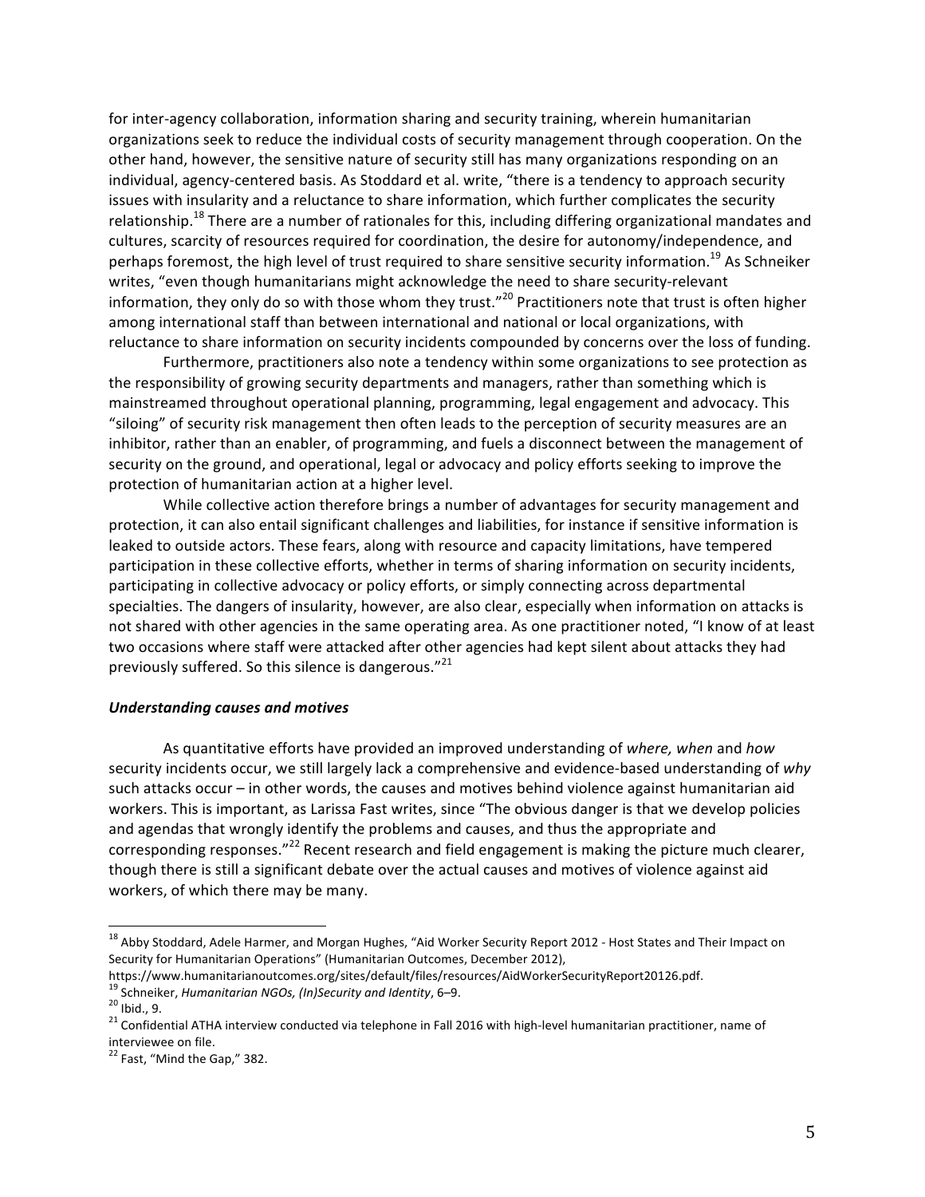for inter-agency collaboration, information sharing and security training, wherein humanitarian organizations seek to reduce the individual costs of security management through cooperation. On the other hand, however, the sensitive nature of security still has many organizations responding on an individual, agency-centered basis. As Stoddard et al. write, "there is a tendency to approach security issues with insularity and a reluctance to share information, which further complicates the security relationship.[18] There are a number of rationales for this, including differing organizational mandates and cultures, scarcity of resources required for coordination, the desire for autonomy/independence, and perhaps foremost, the high level of trust required to share sensitive security information.[19] As Schneiker writes, "even though humanitarians might acknowledge the need to share security-relevant information, they only do so with those whom they trust."[20] Practitioners note that trust is often higher among international staff than between international and national or local organizations, with reluctance to share information on security incidents compounded by concerns over the loss of funding.

Furthermore, practitioners also note a tendency within some organizations to see protection as the responsibility of growing security departments and managers, rather than something which is mainstreamed throughout operational planning, programming, legal engagement and advocacy. This "siloing" of security risk management then often leads to the perception of security measures are an inhibitor, rather than an enabler, of programming, and fuels a disconnect between the management of security on the ground, and operational, legal or advocacy and policy efforts seeking to improve the protection of humanitarian action at a higher level.

While collective action therefore brings a number of advantages for security management and protection, it can also entail significant challenges and liabilities, for instance if sensitive information is leaked to outside actors. These fears, along with resource and capacity limitations, have tempered participation in these collective efforts, whether in terms of sharing information on security incidents, participating in collective advocacy or policy efforts, or simply connecting across departmental specialties. The dangers of insularity, however, are also clear, especially when information on attacks is not shared with other agencies in the same operating area. As one practitioner noted, "I know of at least two occasions where staff were attacked after other agencies had kept silent about attacks they had previously suffered. So this silence is dangerous."[21]

### ***Understanding causes and motives***

As quantitative efforts have provided an improved understanding of *where, when* and *how* security incidents occur, we still largely lack a comprehensive and evidence-based understanding of *why* such attacks occur – in other words, the causes and motives behind violence against humanitarian aid workers. This is important, as Larissa Fast writes, since "The obvious danger is that we develop policies and agendas that wrongly identify the problems and causes, and thus the appropriate and corresponding responses."[22] Recent research and field engagement is making the picture much clearer, though there is still a significant debate over the actual causes and motives of violence against aid workers, of which there may be many.

---

[18] Abby Stoddard, Adele Harmer, and Morgan Hughes, "Aid Worker Security Report 2012 - Host States and Their Impact on Security for Humanitarian Operations" (Humanitarian Outcomes, December 2012), https://www.humanitarianoutcomes.org/sites/default/files/resources/AidWorkerSecurityReport20126.pdf.

[19] Schneiker, *Humanitarian NGOs, (In)Security and Identity*, 6–9.

[20] Ibid., 9.

[21] Confidential ATHA interview conducted via telephone in Fall 2016 with high-level humanitarian practitioner, name of interviewee on file.

[22] Fast, "Mind the Gap," 382.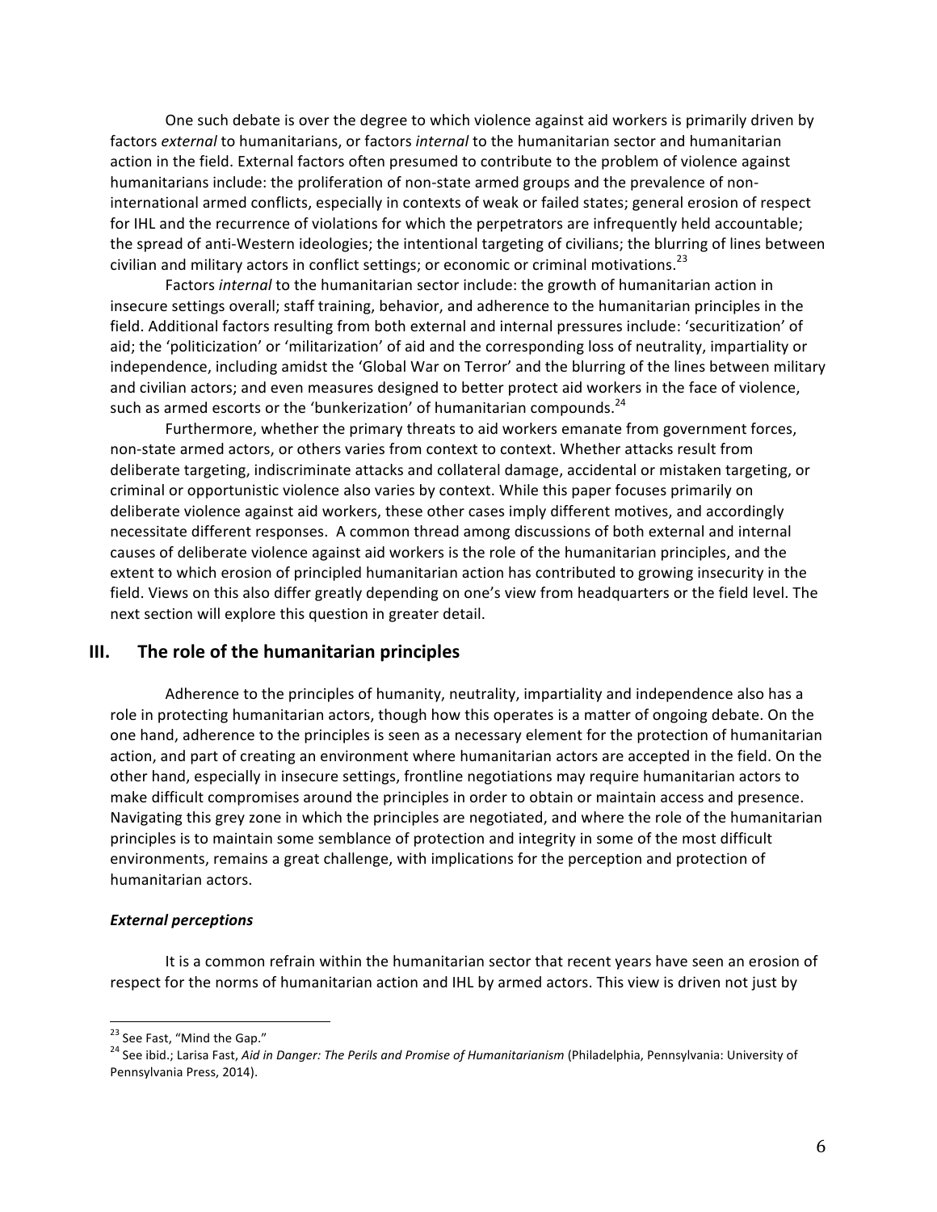One such debate is over the degree to which violence against aid workers is primarily driven by factors *external* to humanitarians, or factors *internal* to the humanitarian sector and humanitarian action in the field. External factors often presumed to contribute to the problem of violence against humanitarians include: the proliferation of non-state armed groups and the prevalence of non-international armed conflicts, especially in contexts of weak or failed states; general erosion of respect for IHL and the recurrence of violations for which the perpetrators are infrequently held accountable; the spread of anti-Western ideologies; the intentional targeting of civilians; the blurring of lines between civilian and military actors in conflict settings; or economic or criminal motivations.[23]

Factors *internal* to the humanitarian sector include: the growth of humanitarian action in insecure settings overall; staff training, behavior, and adherence to the humanitarian principles in the field. Additional factors resulting from both external and internal pressures include: 'securitization' of aid; the 'politicization' or 'militarization' of aid and the corresponding loss of neutrality, impartiality or independence, including amidst the 'Global War on Terror' and the blurring of the lines between military and civilian actors; and even measures designed to better protect aid workers in the face of violence, such as armed escorts or the 'bunkerization' of humanitarian compounds.[24]

Furthermore, whether the primary threats to aid workers emanate from government forces, non-state armed actors, or others varies from context to context. Whether attacks result from deliberate targeting, indiscriminate attacks and collateral damage, accidental or mistaken targeting, or criminal or opportunistic violence also varies by context. While this paper focuses primarily on deliberate violence against aid workers, these other cases imply different motives, and accordingly necessitate different responses. A common thread among discussions of both external and internal causes of deliberate violence against aid workers is the role of the humanitarian principles, and the extent to which erosion of principled humanitarian action has contributed to growing insecurity in the field. Views on this also differ greatly depending on one's view from headquarters or the field level. The next section will explore this question in greater detail.

## III. The role of the humanitarian principles

Adherence to the principles of humanity, neutrality, impartiality and independence also has a role in protecting humanitarian actors, though how this operates is a matter of ongoing debate. On the one hand, adherence to the principles is seen as a necessary element for the protection of humanitarian action, and part of creating an environment where humanitarian actors are accepted in the field. On the other hand, especially in insecure settings, frontline negotiations may require humanitarian actors to make difficult compromises around the principles in order to obtain or maintain access and presence. Navigating this grey zone in which the principles are negotiated, and where the role of the humanitarian principles is to maintain some semblance of protection and integrity in some of the most difficult environments, remains a great challenge, with implications for the perception and protection of humanitarian actors.

#### *External perceptions*

It is a common refrain within the humanitarian sector that recent years have seen an erosion of respect for the norms of humanitarian action and IHL by armed actors. This view is driven not just by

---

[23] See Fast, "Mind the Gap."

[24] See ibid.; Larisa Fast, *Aid in Danger: The Perils and Promise of Humanitarianism* (Philadelphia, Pennsylvania: University of Pennsylvania Press, 2014).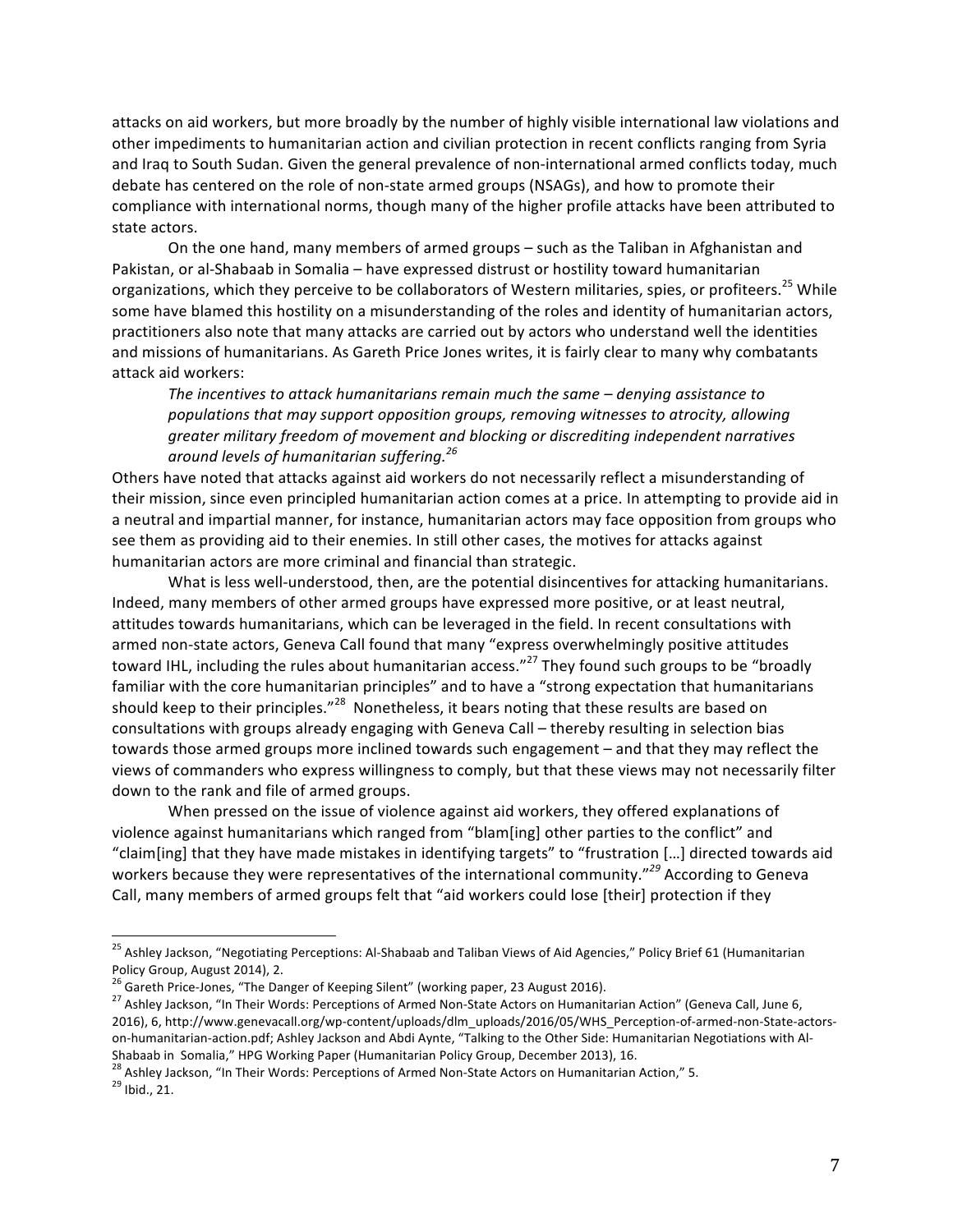attacks on aid workers, but more broadly by the number of highly visible international law violations and other impediments to humanitarian action and civilian protection in recent conflicts ranging from Syria and Iraq to South Sudan. Given the general prevalence of non-international armed conflicts today, much debate has centered on the role of non-state armed groups (NSAGs), and how to promote their compliance with international norms, though many of the higher profile attacks have been attributed to state actors.

On the one hand, many members of armed groups – such as the Taliban in Afghanistan and Pakistan, or al-Shabaab in Somalia – have expressed distrust or hostility toward humanitarian organizations, which they perceive to be collaborators of Western militaries, spies, or profiteers.[25] While some have blamed this hostility on a misunderstanding of the roles and identity of humanitarian actors, practitioners also note that many attacks are carried out by actors who understand well the identities and missions of humanitarians. As Gareth Price Jones writes, it is fairly clear to many why combatants attack aid workers:

> *The incentives to attack humanitarians remain much the same – denying assistance to populations that may support opposition groups, removing witnesses to atrocity, allowing greater military freedom of movement and blocking or discrediting independent narratives around levels of humanitarian suffering.*[26]

Others have noted that attacks against aid workers do not necessarily reflect a misunderstanding of their mission, since even principled humanitarian action comes at a price. In attempting to provide aid in a neutral and impartial manner, for instance, humanitarian actors may face opposition from groups who see them as providing aid to their enemies. In still other cases, the motives for attacks against humanitarian actors are more criminal and financial than strategic.

What is less well-understood, then, are the potential disincentives for attacking humanitarians. Indeed, many members of other armed groups have expressed more positive, or at least neutral, attitudes towards humanitarians, which can be leveraged in the field. In recent consultations with armed non-state actors, Geneva Call found that many "express overwhelmingly positive attitudes toward IHL, including the rules about humanitarian access."[27] They found such groups to be "broadly familiar with the core humanitarian principles" and to have a "strong expectation that humanitarians should keep to their principles."[28] Nonetheless, it bears noting that these results are based on consultations with groups already engaging with Geneva Call – thereby resulting in selection bias towards those armed groups more inclined towards such engagement – and that they may reflect the views of commanders who express willingness to comply, but that these views may not necessarily filter down to the rank and file of armed groups.

When pressed on the issue of violence against aid workers, they offered explanations of violence against humanitarians which ranged from "blam[ing] other parties to the conflict" and "claim[ing] that they have made mistakes in identifying targets" to "frustration […] directed towards aid workers because they were representatives of the international community."[29] According to Geneva Call, many members of armed groups felt that "aid workers could lose [their] protection if they

---

[25] Ashley Jackson, "Negotiating Perceptions: Al-Shabaab and Taliban Views of Aid Agencies," Policy Brief 61 (Humanitarian Policy Group, August 2014), 2.

[26] Gareth Price-Jones, "The Danger of Keeping Silent" (working paper, 23 August 2016).

[27] Ashley Jackson, "In Their Words: Perceptions of Armed Non-State Actors on Humanitarian Action" (Geneva Call, June 6, 2016), 6, http://www.genevacall.org/wp-content/uploads/dlm_uploads/2016/05/WHS_Perception-of-armed-non-State-actors-on-humanitarian-action.pdf; Ashley Jackson and Abdi Aynte, "Talking to the Other Side: Humanitarian Negotiations with Al-Shabaab in Somalia," HPG Working Paper (Humanitarian Policy Group, December 2013), 16.

[28] Ashley Jackson, "In Their Words: Perceptions of Armed Non-State Actors on Humanitarian Action," 5.

[29] Ibid., 21.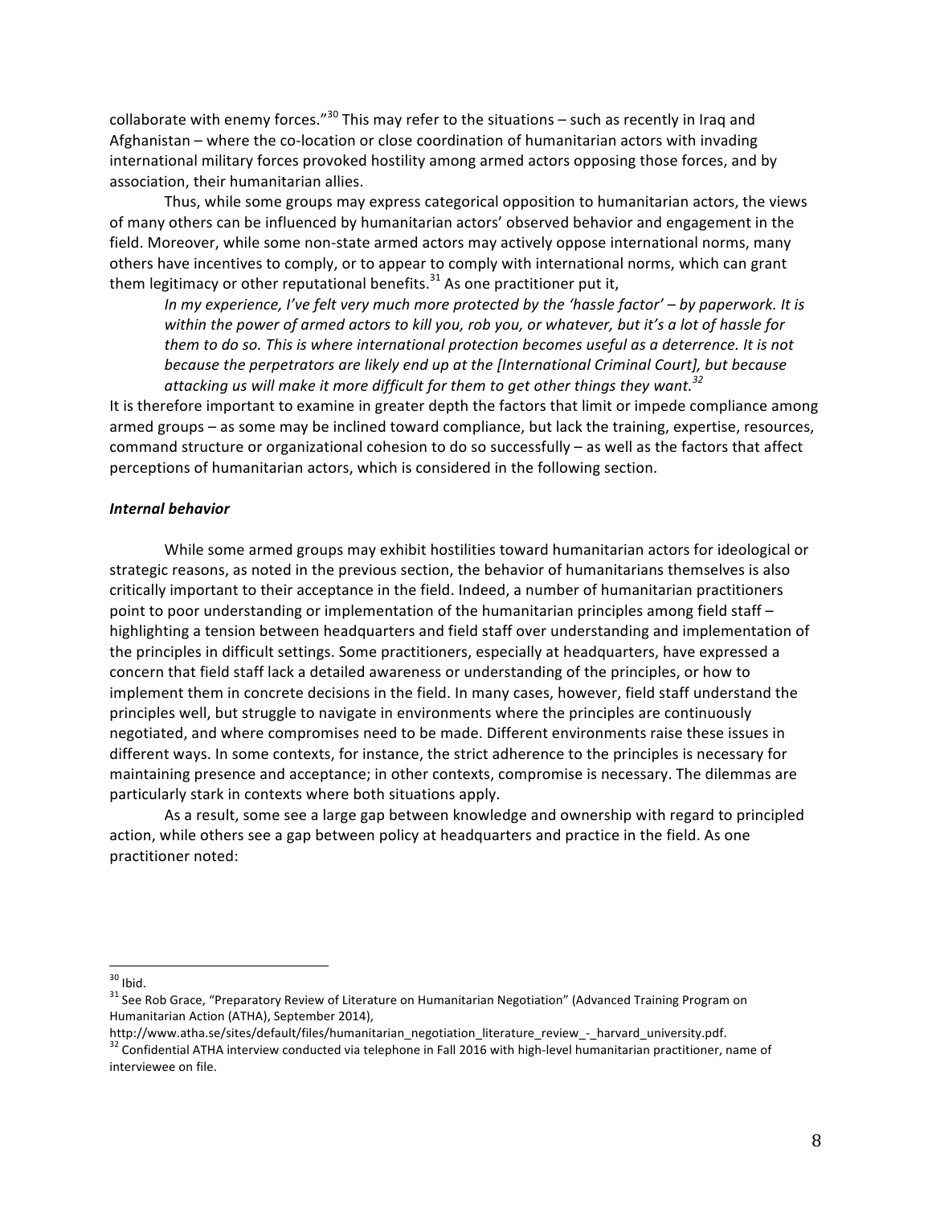collaborate with enemy forces."[30] This may refer to the situations – such as recently in Iraq and Afghanistan – where the co-location or close coordination of humanitarian actors with invading international military forces provoked hostility among armed actors opposing those forces, and by association, their humanitarian allies.

Thus, while some groups may express categorical opposition to humanitarian actors, the views of many others can be influenced by humanitarian actors' observed behavior and engagement in the field. Moreover, while some non-state armed actors may actively oppose international norms, many others have incentives to comply, or to appear to comply with international norms, which can grant them legitimacy or other reputational benefits.[31] As one practitioner put it,

> *In my experience, I've felt very much more protected by the 'hassle factor' – by paperwork. It is within the power of armed actors to kill you, rob you, or whatever, but it's a lot of hassle for them to do so. This is where international protection becomes useful as a deterrence. It is not because the perpetrators are likely end up at the [International Criminal Court], but because attacking us will make it more difficult for them to get other things they want.*[32]

It is therefore important to examine in greater depth the factors that limit or impede compliance among armed groups – as some may be inclined toward compliance, but lack the training, expertise, resources, command structure or organizational cohesion to do so successfully – as well as the factors that affect perceptions of humanitarian actors, which is considered in the following section.

***Internal behavior***

While some armed groups may exhibit hostilities toward humanitarian actors for ideological or strategic reasons, as noted in the previous section, the behavior of humanitarians themselves is also critically important to their acceptance in the field. Indeed, a number of humanitarian practitioners point to poor understanding or implementation of the humanitarian principles among field staff – highlighting a tension between headquarters and field staff over understanding and implementation of the principles in difficult settings. Some practitioners, especially at headquarters, have expressed a concern that field staff lack a detailed awareness or understanding of the principles, or how to implement them in concrete decisions in the field. In many cases, however, field staff understand the principles well, but struggle to navigate in environments where the principles are continuously negotiated, and where compromises need to be made. Different environments raise these issues in different ways. In some contexts, for instance, the strict adherence to the principles is necessary for maintaining presence and acceptance; in other contexts, compromise is necessary. The dilemmas are particularly stark in contexts where both situations apply.

As a result, some see a large gap between knowledge and ownership with regard to principled action, while others see a gap between policy at headquarters and practice in the field. As one practitioner noted:

---

[30] Ibid.

[31] See Rob Grace, "Preparatory Review of Literature on Humanitarian Negotiation" (Advanced Training Program on Humanitarian Action (ATHA), September 2014), http://www.atha.se/sites/default/files/humanitarian_negotiation_literature_review_-_harvard_university.pdf.

[32] Confidential ATHA interview conducted via telephone in Fall 2016 with high-level humanitarian practitioner, name of interviewee on file.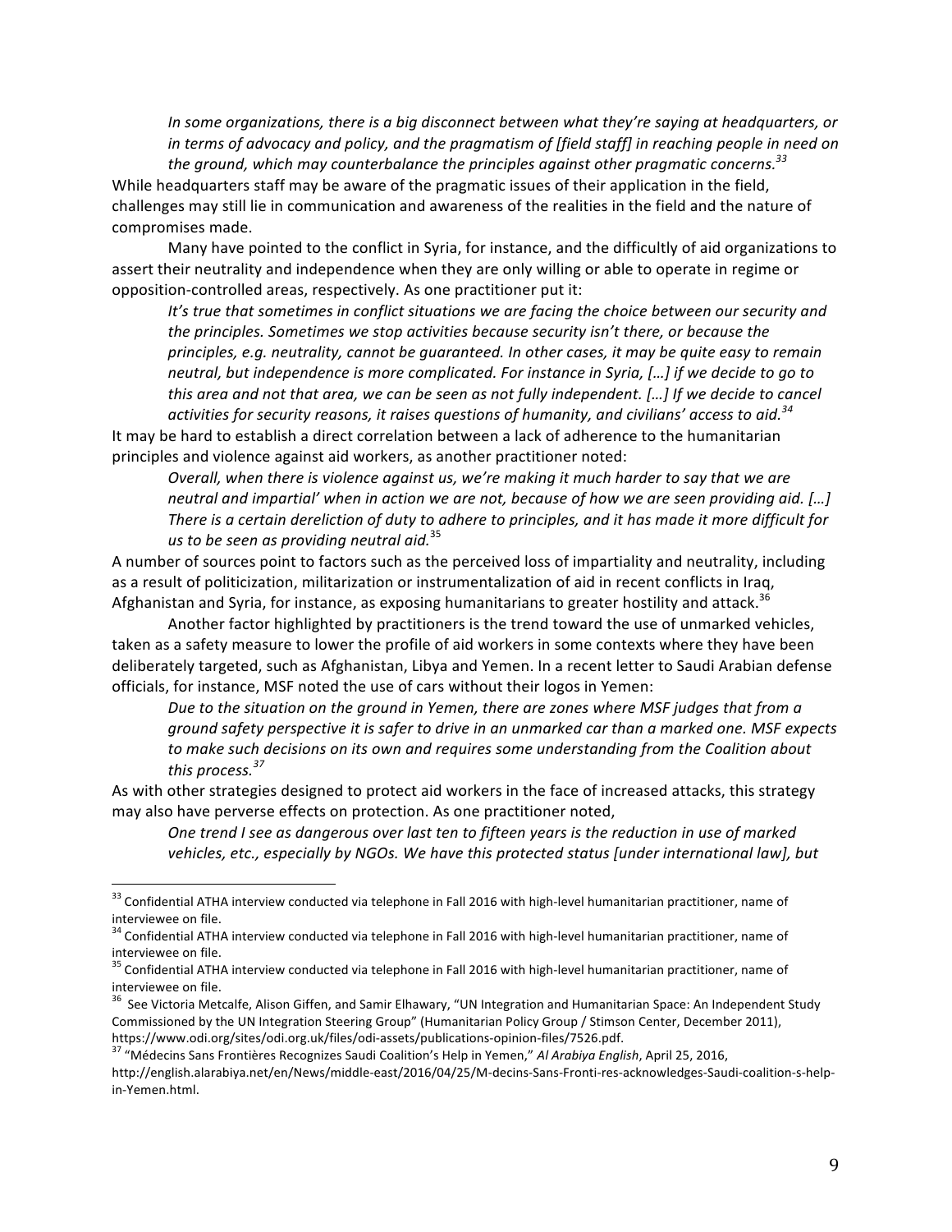*In some organizations, there is a big disconnect between what they're saying at headquarters, or in terms of advocacy and policy, and the pragmatism of [field staff] in reaching people in need on the ground, which may counterbalance the principles against other pragmatic concerns.*[33]

While headquarters staff may be aware of the pragmatic issues of their application in the field, challenges may still lie in communication and awareness of the realities in the field and the nature of compromises made.

Many have pointed to the conflict in Syria, for instance, and the difficultly of aid organizations to assert their neutrality and independence when they are only willing or able to operate in regime or opposition-controlled areas, respectively. As one practitioner put it:

*It's true that sometimes in conflict situations we are facing the choice between our security and the principles. Sometimes we stop activities because security isn't there, or because the principles, e.g. neutrality, cannot be guaranteed. In other cases, it may be quite easy to remain neutral, but independence is more complicated. For instance in Syria, […] if we decide to go to this area and not that area, we can be seen as not fully independent. […] If we decide to cancel activities for security reasons, it raises questions of humanity, and civilians' access to aid.*[34]

It may be hard to establish a direct correlation between a lack of adherence to the humanitarian principles and violence against aid workers, as another practitioner noted:

*Overall, when there is violence against us, we're making it much harder to say that we are neutral and impartial' when in action we are not, because of how we are seen providing aid. […] There is a certain dereliction of duty to adhere to principles, and it has made it more difficult for us to be seen as providing neutral aid.*[35]

A number of sources point to factors such as the perceived loss of impartiality and neutrality, including as a result of politicization, militarization or instrumentalization of aid in recent conflicts in Iraq, Afghanistan and Syria, for instance, as exposing humanitarians to greater hostility and attack.[36]

Another factor highlighted by practitioners is the trend toward the use of unmarked vehicles, taken as a safety measure to lower the profile of aid workers in some contexts where they have been deliberately targeted, such as Afghanistan, Libya and Yemen. In a recent letter to Saudi Arabian defense officials, for instance, MSF noted the use of cars without their logos in Yemen:

*Due to the situation on the ground in Yemen, there are zones where MSF judges that from a ground safety perspective it is safer to drive in an unmarked car than a marked one. MSF expects to make such decisions on its own and requires some understanding from the Coalition about this process.*[37]

As with other strategies designed to protect aid workers in the face of increased attacks, this strategy may also have perverse effects on protection. As one practitioner noted,

*One trend I see as dangerous over our last ten to fifteen years is the reduction in use of marked vehicles, etc., especially by NGOs. We have this protected status [under international law], but*

---

[33] Confidential ATHA interview conducted via telephone in Fall 2016 with high-level humanitarian practitioner, name of interviewee on file.

[34] Confidential ATHA interview conducted via telephone in Fall 2016 with high-level humanitarian practitioner, name of interviewee on file.

[35] Confidential ATHA interview conducted via telephone in Fall 2016 with high-level humanitarian practitioner, name of interviewee on file.

[36] See Victoria Metcalfe, Alison Giffen, and Samir Elhawary, "UN Integration and Humanitarian Space: An Independent Study Commissioned by the UN Integration Steering Group" (Humanitarian Policy Group / Stimson Center, December 2011), https://www.odi.org/sites/odi.org.uk/files/odi-assets/publications-opinion-files/7526.pdf.

[37] "Médecins Sans Frontières Recognizes Saudi Coalition's Help in Yemen," *Al Arabiya English*, April 25, 2016, http://english.alarabiya.net/en/News/middle-east/2016/04/25/M-decins-Sans-Fronti-res-acknowledges-Saudi-coalition-s-help-in-Yemen.html.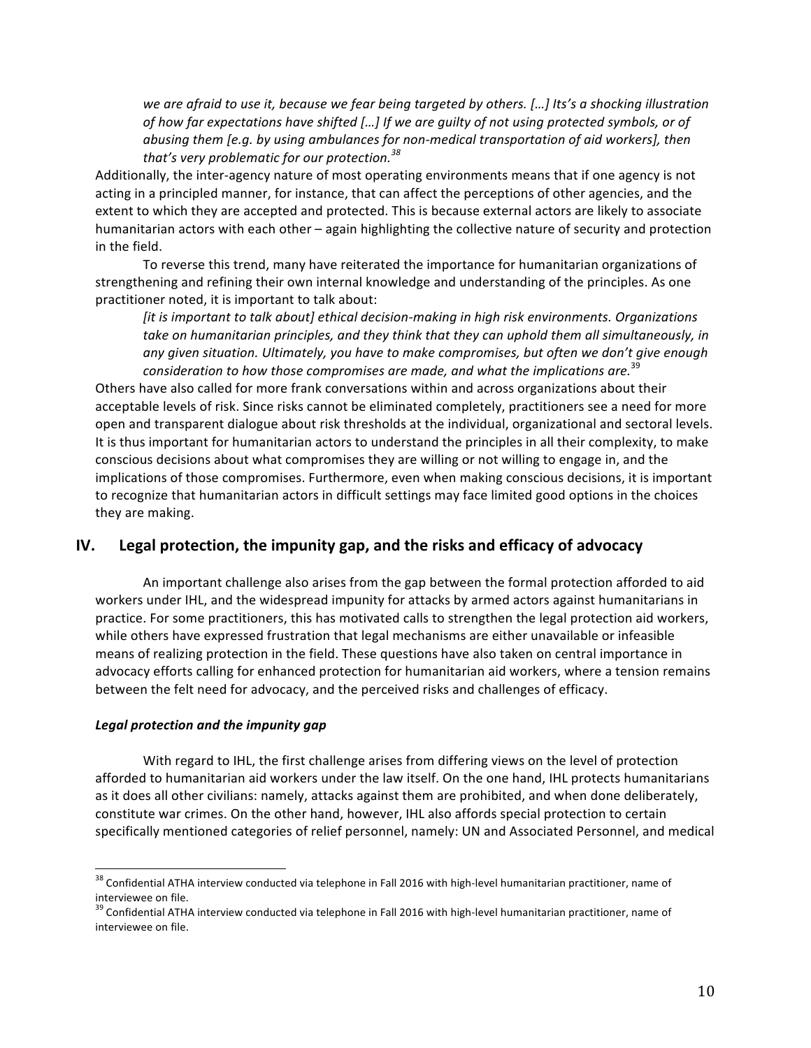*we are afraid to use it, because we fear being targeted by others. […] Its's a shocking illustration of how far expectations have shifted […] If we are guilty of not using protected symbols, or of abusing them [e.g. by using ambulances for non-medical transportation of aid workers], then that's very problematic for our protection.*[38]

Additionally, the inter-agency nature of most operating environments means that if one agency is not acting in a principled manner, for instance, that can affect the perceptions of other agencies, and the extent to which they are accepted and protected. This is because external actors are likely to associate humanitarian actors with each other – again highlighting the collective nature of security and protection in the field.

To reverse this trend, many have reiterated the importance for humanitarian organizations of strengthening and refining their own internal knowledge and understanding of the principles. As one practitioner noted, it is important to talk about:

*[it is important to talk about] ethical decision-making in high risk environments. Organizations take on humanitarian principles, and they think that they can uphold them all simultaneously, in any given situation. Ultimately, you have to make compromises, but often we don't give enough consideration to how those compromises are made, and what the implications are.*[39]

Others have also called for more frank conversations within and across organizations about their acceptable levels of risk. Since risks cannot be eliminated completely, practitioners see a need for more open and transparent dialogue about risk thresholds at the individual, organizational and sectoral levels. It is thus important for humanitarian actors to understand the principles in all their complexity, to make conscious decisions about what compromises they are willing or not willing to engage in, and the implications of those compromises. Furthermore, even when making conscious decisions, it is important to recognize that humanitarian actors in difficult settings may face limited good options in the choices they are making.

## IV. Legal protection, the impunity gap, and the risks and efficacy of advocacy

An important challenge also arises from the gap between the formal protection afforded to aid workers under IHL, and the widespread impunity for attacks by armed actors against humanitarians in practice. For some practitioners, this has motivated calls to strengthen the legal protection aid workers, while others have expressed frustration that legal mechanisms are either unavailable or infeasible means of realizing protection in the field. These questions have also taken on central importance in advocacy efforts calling for enhanced protection for humanitarian aid workers, where a tension remains between the felt need for advocacy, and the perceived risks and challenges of efficacy.

### *Legal protection and the impunity gap*

With regard to IHL, the first challenge arises from differing views on the level of protection afforded to humanitarian aid workers under the law itself. On the one hand, IHL protects humanitarians as it does all other civilians: namely, attacks against them are prohibited, and when done deliberately, constitute war crimes. On the other hand, however, IHL also affords special protection to certain specifically mentioned categories of relief personnel, namely: UN and Associated Personnel, and medical

---

[38] Confidential ATHA interview conducted via telephone in Fall 2016 with high-level humanitarian practitioner, name of interviewee on file.

[39] Confidential ATHA interview conducted via telephone in Fall 2016 with high-level humanitarian practitioner, name of interviewee on file.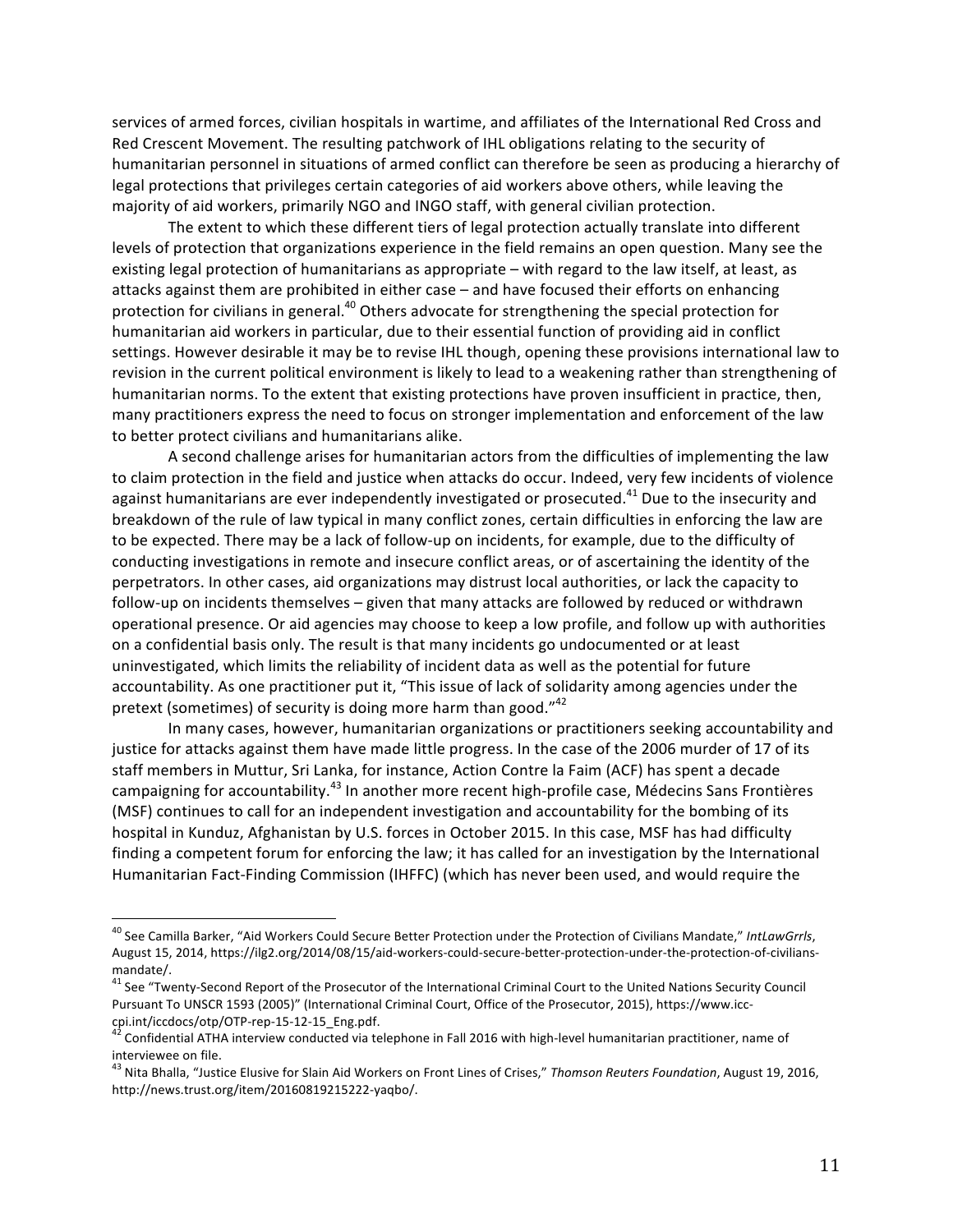services of armed forces, civilian hospitals in wartime, and affiliates of the International Red Cross and Red Crescent Movement. The resulting patchwork of IHL obligations relating to the security of humanitarian personnel in situations of armed conflict can therefore be seen as producing a hierarchy of legal protections that privileges certain categories of aid workers above others, while leaving the majority of aid workers, primarily NGO and INGO staff, with general civilian protection.

The extent to which these different tiers of legal protection actually translate into different levels of protection that organizations experience in the field remains an open question. Many see the existing legal protection of humanitarians as appropriate – with regard to the law itself, at least, as attacks against them are prohibited in either case – and have focused their efforts on enhancing protection for civilians in general.[40] Others advocate for strengthening the special protection for humanitarian aid workers in particular, due to their essential function of providing aid in conflict settings. However desirable it may be to revise IHL though, opening these provisions international law to revision in the current political environment is likely to lead to a weakening rather than strengthening of humanitarian norms. To the extent that existing protections have proven insufficient in practice, then, many practitioners express the need to focus on stronger implementation and enforcement of the law to better protect civilians and humanitarians alike.

A second challenge arises for humanitarian actors from the difficulties of implementing the law to claim protection in the field and justice when attacks do occur. Indeed, very few incidents of violence against humanitarians are ever independently investigated or prosecuted.[41] Due to the insecurity and breakdown of the rule of law typical in many conflict zones, certain difficulties in enforcing the law are to be expected. There may be a lack of follow-up on incidents, for example, due to the difficulty of conducting investigations in remote and insecure conflict areas, or of ascertaining the identity of the perpetrators. In other cases, aid organizations may distrust local authorities, or lack the capacity to follow-up on incidents themselves – given that many attacks are followed by reduced or withdrawn operational presence. Or aid agencies may choose to keep a low profile, and follow up with authorities on a confidential basis only. The result is that many incidents go undocumented or at least uninvestigated, which limits the reliability of incident data as well as the potential for future accountability. As one practitioner put it, "This issue of lack of solidarity among agencies under the pretext (sometimes) of security is doing more harm than good."[42]

In many cases, however, humanitarian organizations or practitioners seeking accountability and justice for attacks against them have made little progress. In the case of the 2006 murder of 17 of its staff members in Muttur, Sri Lanka, for instance, Action Contre la Faim (ACF) has spent a decade campaigning for accountability.[43] In another more recent high-profile case, Médecins Sans Frontières (MSF) continues to call for an independent investigation and accountability for the bombing of its hospital in Kunduz, Afghanistan by U.S. forces in October 2015. In this case, MSF has had difficulty finding a competent forum for enforcing the law; it has called for an investigation by the International Humanitarian Fact-Finding Commission (IHFFC) (which has never been used, and would require the

---

[40] See Camilla Barker, "Aid Workers Could Secure Better Protection under the Protection of Civilians Mandate," *IntLawGrrls*, August 15, 2014, https://ilg2.org/2014/08/15/aid-workers-could-secure-better-protection-under-the-protection-of-civilians-mandate/.

[41] See "Twenty-Second Report of the Prosecutor of the International Criminal Court to the United Nations Security Council Pursuant To UNSCR 1593 (2005)" (International Criminal Court, Office of the Prosecutor, 2015), https://www.icc-cpi.int/iccdocs/otp/OTP-rep-15-12-15_Eng.pdf.

[42] Confidential ATHA interview conducted via telephone in Fall 2016 with high-level humanitarian practitioner, name of interviewee on file.

[43] Nita Bhalla, "Justice Elusive for Slain Aid Workers on Front Lines of Crises," *Thomson Reuters Foundation*, August 19, 2016, http://news.trust.org/item/20160819215222-yaqbo/.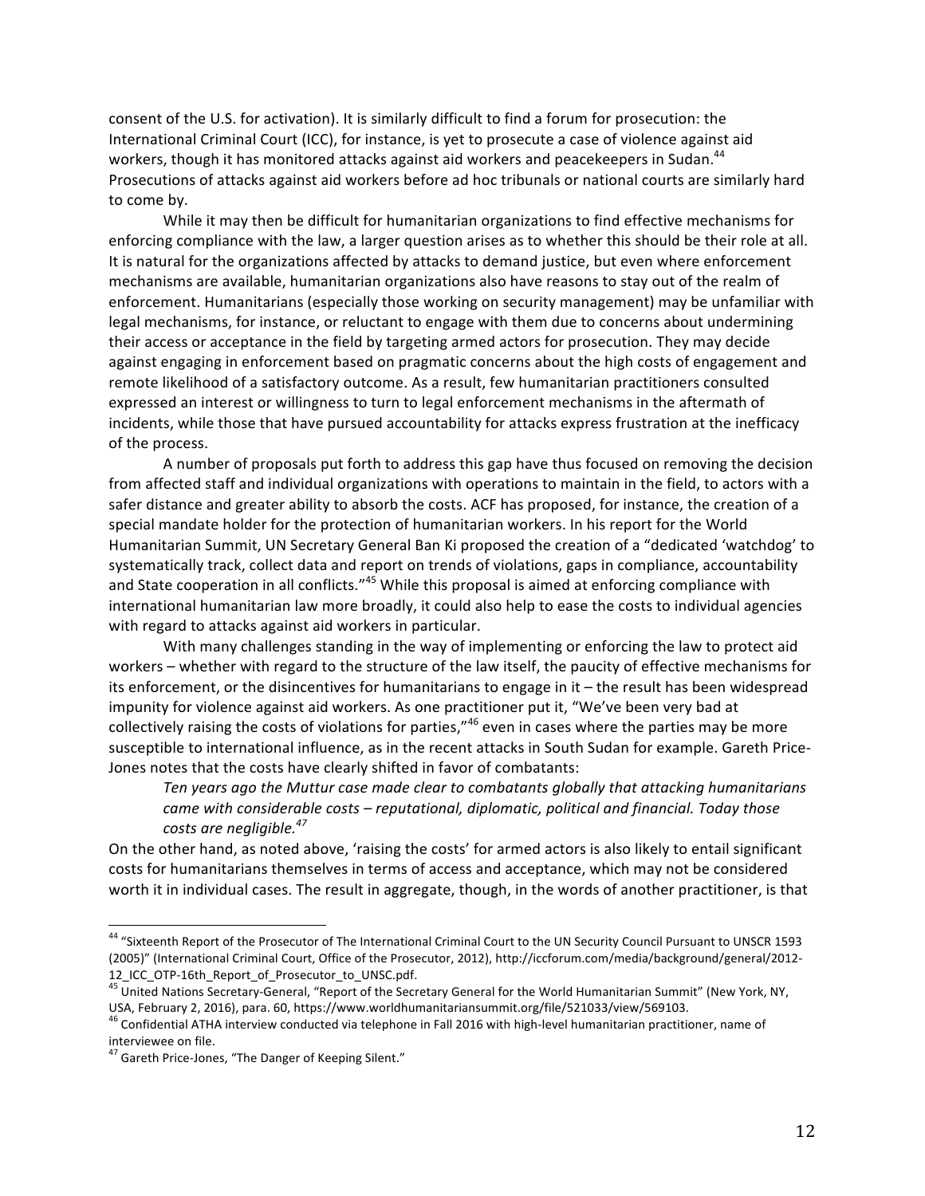consent of the U.S. for activation). It is similarly difficult to find a forum for prosecution: the International Criminal Court (ICC), for instance, is yet to prosecute a case of violence against aid workers, though it has monitored attacks against aid workers and peacekeepers in Sudan.[44] Prosecutions of attacks against aid workers before ad hoc tribunals or national courts are similarly hard to come by.

While it may then be difficult for humanitarian organizations to find effective mechanisms for enforcing compliance with the law, a larger question arises as to whether this should be their role at all. It is natural for the organizations affected by attacks to demand justice, but even where enforcement mechanisms are available, humanitarian organizations also have reasons to stay out of the realm of enforcement. Humanitarians (especially those working on security management) may be unfamiliar with legal mechanisms, for instance, or reluctant to engage with them due to concerns about undermining their access or acceptance in the field by targeting armed actors for prosecution. They may decide against engaging in enforcement based on pragmatic concerns about the high costs of engagement and remote likelihood of a satisfactory outcome. As a result, few humanitarian practitioners consulted expressed an interest or willingness to turn to legal enforcement mechanisms in the aftermath of incidents, while those that have pursued accountability for attacks express frustration at the inefficacy of the process.

A number of proposals put forth to address this gap have thus focused on removing the decision from affected staff and individual organizations with operations to maintain in the field, to actors with a safer distance and greater ability to absorb the costs. ACF has proposed, for instance, the creation of a special mandate holder for the protection of humanitarian workers. In his report for the World Humanitarian Summit, UN Secretary General Ban Ki proposed the creation of a "dedicated 'watchdog' to systematically track, collect data and report on trends of violations, gaps in compliance, accountability and State cooperation in all conflicts."[45] While this proposal is aimed at enforcing compliance with international humanitarian law more broadly, it could also help to ease the costs to individual agencies with regard to attacks against aid workers in particular.

With many challenges standing in the way of implementing or enforcing the law to protect aid workers – whether with regard to the structure of the law itself, the paucity of effective mechanisms for its enforcement, or the disincentives for humanitarians to engage in it – the result has been widespread impunity for violence against aid workers. As one practitioner put it, "We've been very bad at collectively raising the costs of violations for parties,"[46] even in cases where the parties may be more susceptible to international influence, as in the recent attacks in South Sudan for example. Gareth Price-Jones notes that the costs have clearly shifted in favor of combatants:

> *Ten years ago the Muttur case made clear to combatants globally that attacking humanitarians came with considerable costs – reputational, diplomatic, political and financial. Today those costs are negligible.*[47]

On the other hand, as noted above, 'raising the costs' for armed actors is also likely to entail significant costs for humanitarians themselves in terms of access and acceptance, which may not be considered worth it in individual cases. The result in aggregate, though, in the words of another practitioner, is that

---

[44] "Sixteenth Report of the Prosecutor of The International Criminal Court to the UN Security Council Pursuant to UNSCR 1593 (2005)" (International Criminal Court, Office of the Prosecutor, 2012), http://iccforum.com/media/background/general/2012-12_ICC_OTP-16th_Report_of_Prosecutor_to_UNSC.pdf.

[45] United Nations Secretary-General, "Report of the Secretary General for the World Humanitarian Summit" (New York, NY, USA, February 2, 2016), para. 60, https://www.worldhumanitariansummit.org/file/521033/view/569103.

[46] Confidential ATHA interview conducted via telephone in Fall 2016 with high-level humanitarian practitioner, name of interviewee on file.

[47] Gareth Price-Jones, "The Danger of Keeping Silent."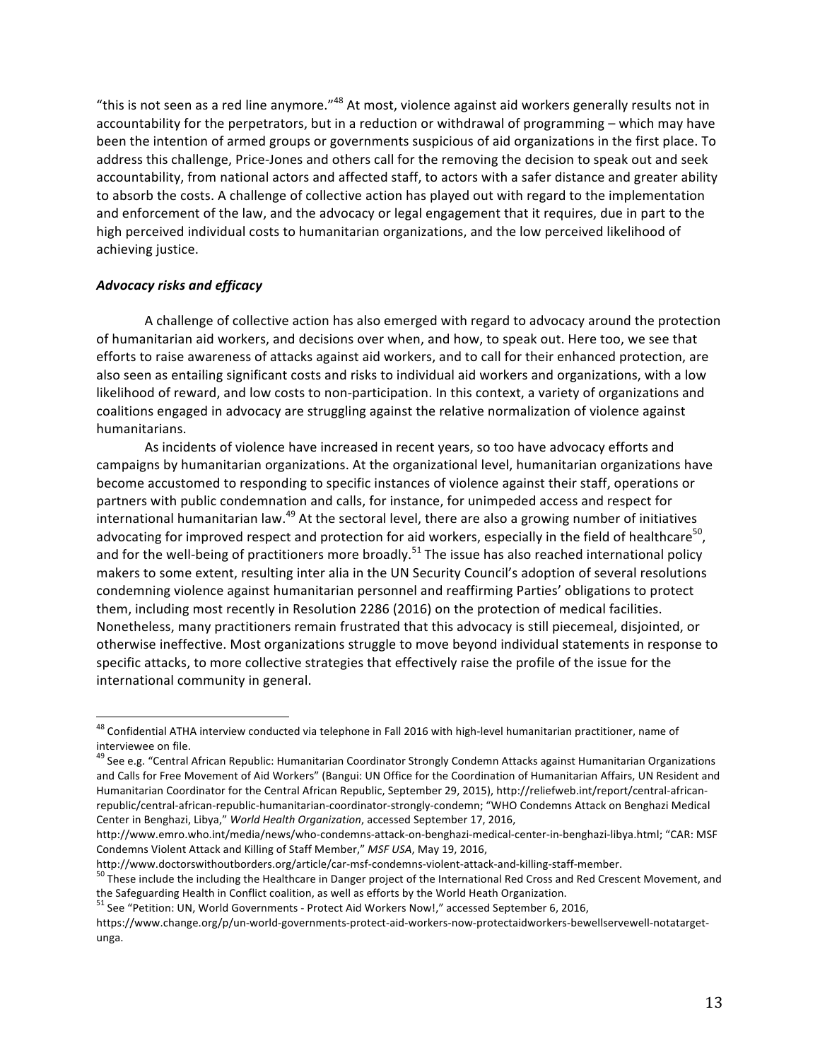"this is not seen as a red line anymore."[48] At most, violence against aid workers generally results not in accountability for the perpetrators, but in a reduction or withdrawal of programming – which may have been the intention of armed groups or governments suspicious of aid organizations in the first place. To address this challenge, Price-Jones and others call for the removing the decision to speak out and seek accountability, from national actors and affected staff, to actors with a safer distance and greater ability to absorb the costs. A challenge of collective action has played out with regard to the implementation and enforcement of the law, and the advocacy or legal engagement that it requires, due in part to the high perceived individual costs to humanitarian organizations, and the low perceived likelihood of achieving justice.

### *Advocacy risks and efficacy*

A challenge of collective action has also emerged with regard to advocacy around the protection of humanitarian aid workers, and decisions over when, and how, to speak out. Here too, we see that efforts to raise awareness of attacks against aid workers, and to call for their enhanced protection, are also seen as entailing significant costs and risks to individual aid workers and organizations, with a low likelihood of reward, and low costs to non-participation. In this context, a variety of organizations and coalitions engaged in advocacy are struggling against the relative normalization of violence against humanitarians.

As incidents of violence have increased in recent years, so too have advocacy efforts and campaigns by humanitarian organizations. At the organizational level, humanitarian organizations have become accustomed to responding to specific instances of violence against their staff, operations or partners with public condemnation and calls, for instance, for unimpeded access and respect for international humanitarian law.[49] At the sectoral level, there are also a growing number of initiatives advocating for improved respect and protection for aid workers, especially in the field of healthcare[50], and for the well-being of practitioners more broadly.[51] The issue has also reached international policy makers to some extent, resulting inter alia in the UN Security Council's adoption of several resolutions condemning violence against humanitarian personnel and reaffirming Parties' obligations to protect them, including most recently in Resolution 2286 (2016) on the protection of medical facilities. Nonetheless, many practitioners remain frustrated that this advocacy is still piecemeal, disjointed, or otherwise ineffective. Most organizations struggle to move beyond individual statements in response to specific attacks, to more collective strategies that effectively raise the profile of the issue for the international community in general.

---

[48] Confidential ATHA interview conducted via telephone in Fall 2016 with high-level humanitarian practitioner, name of interviewee on file.

[49] See e.g. "Central African Republic: Humanitarian Coordinator Strongly Condemn Attacks against Humanitarian Organizations and Calls for Free Movement of Aid Workers" (Bangui: UN Office for the Coordination of Humanitarian Affairs, UN Resident and Humanitarian Coordinator for the Central African Republic, September 29, 2015), http://reliefweb.int/report/central-african-republic/central-african-republic-humanitarian-coordinator-strongly-condemn; "WHO Condemns Attack on Benghazi Medical Center in Benghazi, Libya," *World Health Organization*, accessed September 17, 2016, http://www.emro.who.int/media/news/who-condemns-attack-on-benghazi-medical-center-in-benghazi-libya.html; "CAR: MSF Condemns Violent Attack and Killing of Staff Member," *MSF USA*, May 19, 2016, http://www.doctorswithoutborders.org/article/car-msf-condemns-violent-attack-and-killing-staff-member.

[50] These include the including the Healthcare in Danger project of the International Red Cross and Red Crescent Movement, and the Safeguarding Health in Conflict coalition, as well as efforts by the World Heath Organization.

[51] See "Petition: UN, World Governments - Protect Aid Workers Now!," accessed September 6, 2016, https://www.change.org/p/un-world-governments-protect-aid-workers-now-protectaidworkers-bewellservewell-notatarget-unga.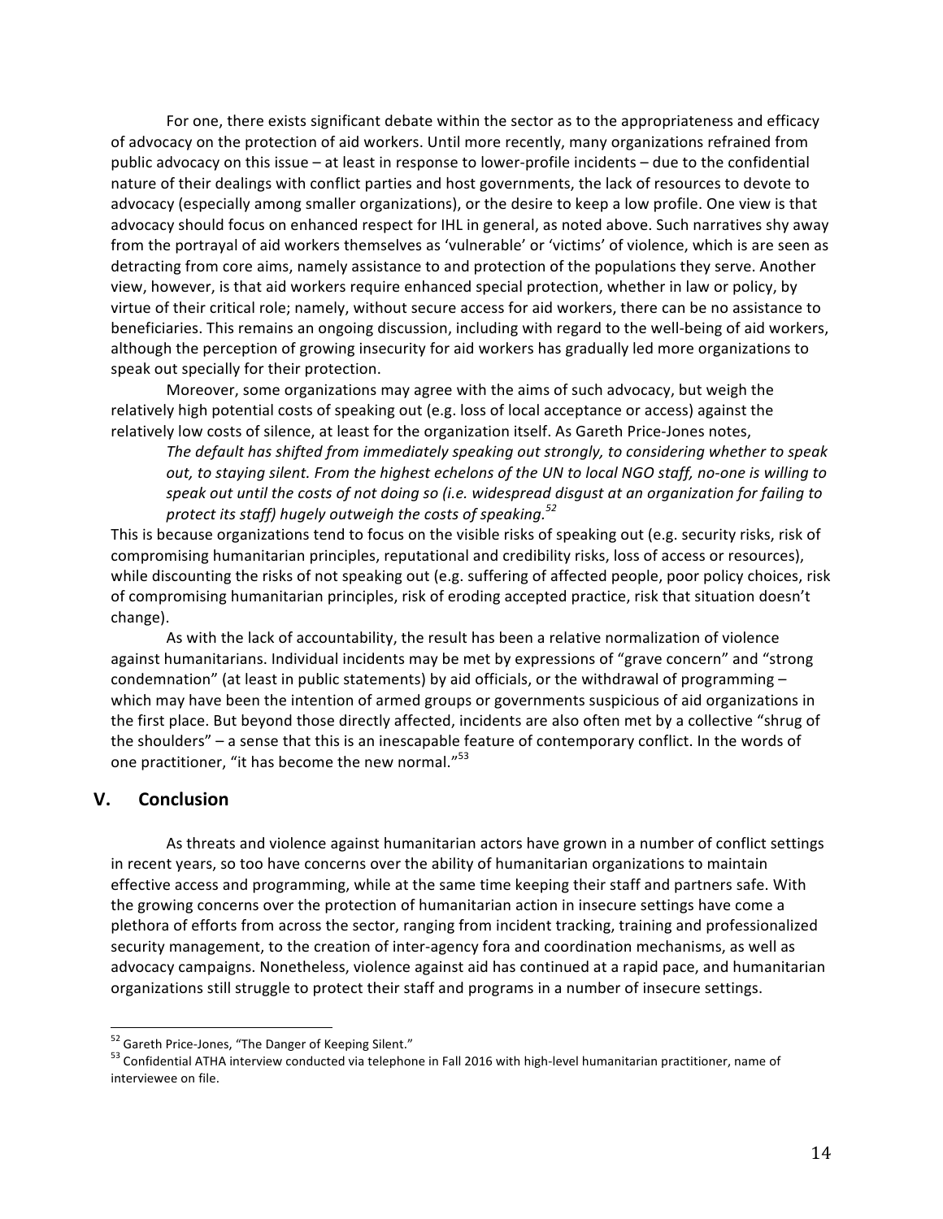For one, there exists significant debate within the sector as to the appropriateness and efficacy of advocacy on the protection of aid workers. Until more recently, many organizations refrained from public advocacy on this issue – at least in response to lower-profile incidents – due to the confidential nature of their dealings with conflict parties and host governments, the lack of resources to devote to advocacy (especially among smaller organizations), or the desire to keep a low profile. One view is that advocacy should focus on enhanced respect for IHL in general, as noted above. Such narratives shy away from the portrayal of aid workers themselves as 'vulnerable' or 'victims' of violence, which is are seen as detracting from core aims, namely assistance to and protection of the populations they serve. Another view, however, is that aid workers require enhanced special protection, whether in law or policy, by virtue of their critical role; namely, without secure access for aid workers, there can be no assistance to beneficiaries. This remains an ongoing discussion, including with regard to the well-being of aid workers, although the perception of growing insecurity for aid workers has gradually led more organizations to speak out specially for their protection.

Moreover, some organizations may agree with the aims of such advocacy, but weigh the relatively high potential costs of speaking out (e.g. loss of local acceptance or access) against the relatively low costs of silence, at least for the organization itself. As Gareth Price-Jones notes,

> *The default has shifted from immediately speaking out strongly, to considering whether to speak out, to staying silent. From the highest echelons of the UN to local NGO staff, no-one is willing to speak out until the costs of not doing so (i.e. widespread disgust at an organization for failing to protect its staff) hugely outweigh the costs of speaking.*[52]

This is because organizations tend to focus on the visible risks of speaking out (e.g. security risks, risk of compromising humanitarian principles, reputational and credibility risks, loss of access or resources), while discounting the risks of not speaking out (e.g. suffering of affected people, poor policy choices, risk of compromising humanitarian principles, risk of eroding accepted practice, risk that situation doesn't change).

As with the lack of accountability, the result has been a relative normalization of violence against humanitarians. Individual incidents may be met by expressions of "grave concern" and "strong condemnation" (at least in public statements) by aid officials, or the withdrawal of programming – which may have been the intention of armed groups or governments suspicious of aid organizations in the first place. But beyond those directly affected, incidents are also often met by a collective "shrug of the shoulders" – a sense that this is an inescapable feature of contemporary conflict. In the words of one practitioner, "it has become the new normal."[53]

## V. Conclusion

As threats and violence against humanitarian actors have grown in a number of conflict settings in recent years, so too have concerns over the ability of humanitarian organizations to maintain effective access and programming, while at the same time keeping their staff and partners safe. With the growing concerns over the protection of humanitarian action in insecure settings have come a plethora of efforts from across the sector, ranging from incident tracking, training and professionalized security management, to the creation of inter-agency fora and coordination mechanisms, as well as advocacy campaigns. Nonetheless, violence against aid has continued at a rapid pace, and humanitarian organizations still struggle to protect their staff and programs in a number of insecure settings.

---

[52] Gareth Price-Jones, "The Danger of Keeping Silent."

[53] Confidential ATHA interview conducted via telephone in Fall 2016 with high-level humanitarian practitioner, name of interviewee on file.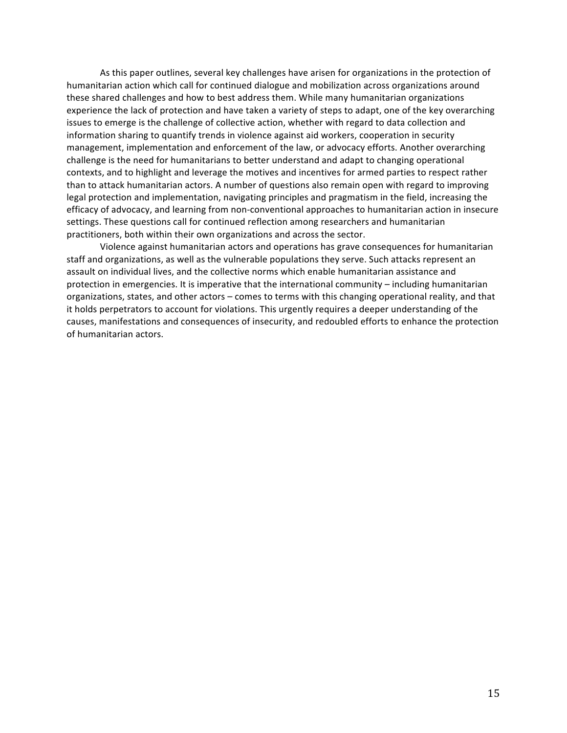As this paper outlines, several key challenges have arisen for organizations in the protection of humanitarian action which call for continued dialogue and mobilization across organizations around these shared challenges and how to best address them. While many humanitarian organizations experience the lack of protection and have taken a variety of steps to adapt, one of the key overarching issues to emerge is the challenge of collective action, whether with regard to data collection and information sharing to quantify trends in violence against aid workers, cooperation in security management, implementation and enforcement of the law, or advocacy efforts. Another overarching challenge is the need for humanitarians to better understand and adapt to changing operational contexts, and to highlight and leverage the motives and incentives for armed parties to respect rather than to attack humanitarian actors. A number of questions also remain open with regard to improving legal protection and implementation, navigating principles and pragmatism in the field, increasing the efficacy of advocacy, and learning from non-conventional approaches to humanitarian action in insecure settings. These questions call for continued reflection among researchers and humanitarian practitioners, both within their own organizations and across the sector.

Violence against humanitarian actors and operations has grave consequences for humanitarian staff and organizations, as well as the vulnerable populations they serve. Such attacks represent an assault on individual lives, and the collective norms which enable humanitarian assistance and protection in emergencies. It is imperative that the international community – including humanitarian organizations, states, and other actors – comes to terms with this changing operational reality, and that it holds perpetrators to account for violations. This urgently requires a deeper understanding of the causes, manifestations and consequences of insecurity, and redoubled efforts to enhance the protection of humanitarian actors.